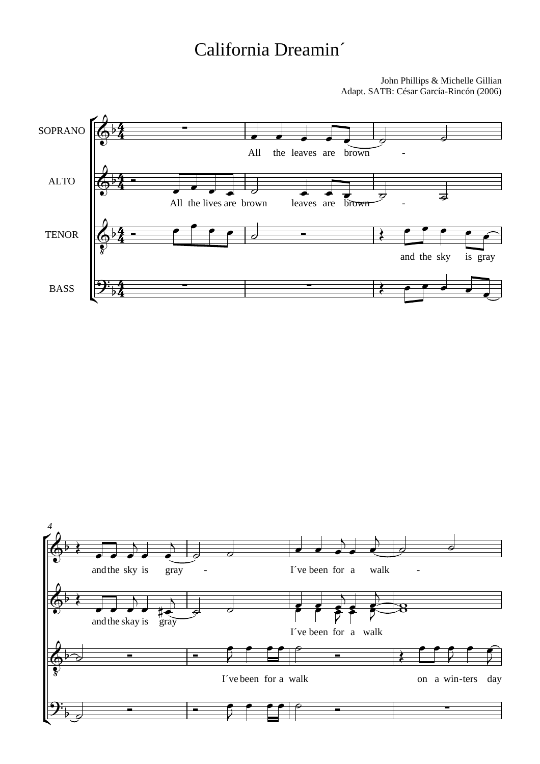# California Dreamin´

John Phillips & Michelle Gillian
Adapt. SATB: César García-Rincón (2006)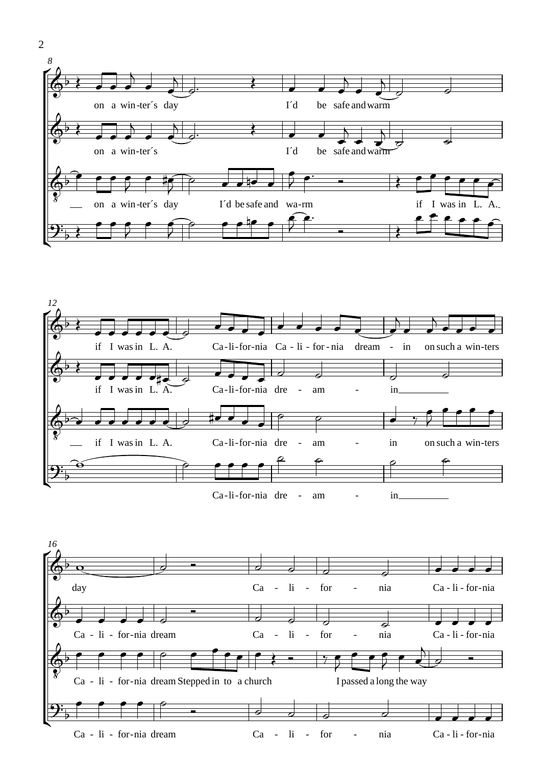8

on a win-ter´s day I´d be safe and warm

on a win-ter´s I´d be safe and warm

on a win-ter´s day I´d be safe and wa-rm if I was in L. A.

12

if I was in L. A. Ca-li-for-nia Ca - li - for-nia dream - in on such a win-ters

if I was in L. A. Ca-li-for-nia dre - am - in

if I was in L. A. Ca-li-for-nia dre - am - in on such a win-ters

Ca-li-for-nia dre - am - in

16

day Ca - li - for - nia Ca - li - for-nia

Ca - li - for-nia dream Ca - li - for - nia Ca - li - for-nia

Ca - li - for-nia dream Stepped in to a church I passed a long the way

Ca - li - for-nia dream Ca - li - for - nia Ca - li - for-nia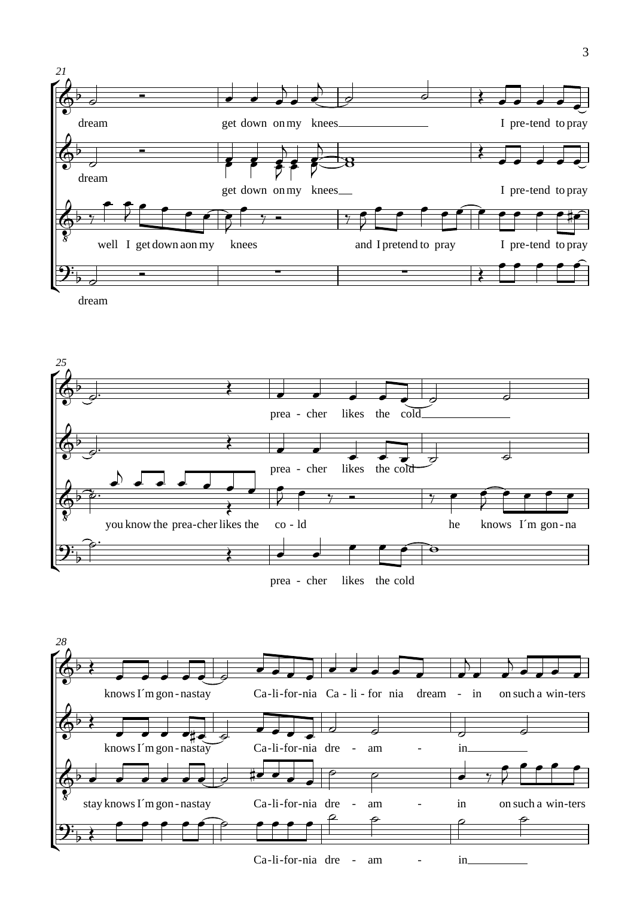21

dream — get down on my knees — I pre-tend to pray

dream — get down on my knees — I pre-tend to pray

well I get down aon my knees — and I pretend to pray — I pre-tend to pray

dream

25

prea - cher likes the cold

prea - cher likes the cold

you know the prea-cher likes the co - ld — he knows I´m gon - na

prea - cher likes the cold

28

knows I´m gon - nastay — Ca-li-for-nia Ca - li - for nia dream - in — on such a win-ters

knows I´m gon - nastay — Ca-li-for-nia dre - am - in

stay knows I´m gon - nastay — Ca-li-for-nia dre - am - in — on such a win-ters

Ca-li-for-nia dre - am - in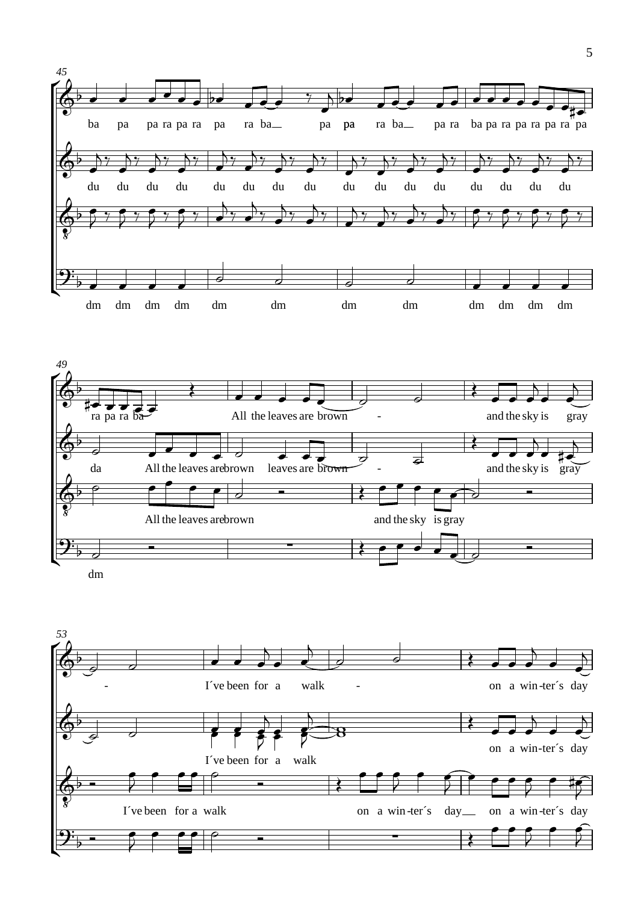45

ba pa pa ra pa ra pa ra ba pa pa ra ba pa ra ba pa ra pa ra pa ra pa

du du du du du du du du du du du du du du du du

dm dm dm dm dm dm dm dm dm dm dm dm

49

ra pa ra ba All the leaves are brown - and the sky is gray

da All the leaves are brown leaves are brown - and the sky is gray

All the leaves are brown and the sky is gray

dm

53

- I´ve been for a walk - on a win-ter´s day

I´ve been for a walk on a win-ter´s day

I´ve been for a walk on a win-ter´s day on a win-ter´s day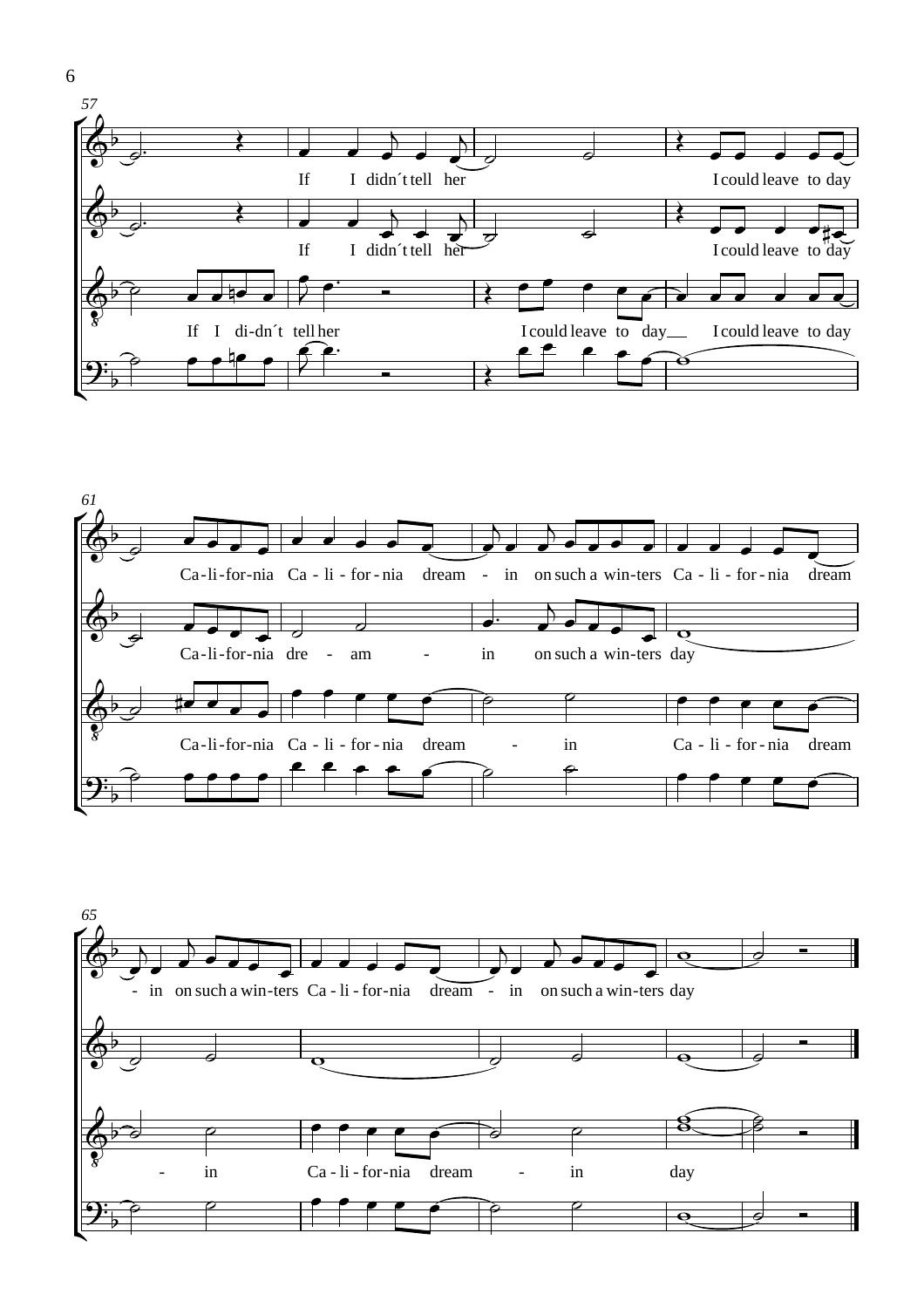57

If I didn´t tell her I could leave to day

If I didn´t tell her I could leave to day

If I di-dn´t tell her I could leave to day I could leave to day

61

Ca-li-for-nia Ca - li - for - nia dream - in on such a win-ters Ca - li - for - nia dream

Ca-li-for-nia dre - am - in on such a win-ters day

Ca-li-for-nia Ca - li - for - nia dream - in Ca - li - for - nia dream

65

- in on such a win-ters Ca - li - for - nia dream - in on such a win-ters day

- in Ca - li - for - nia dream - in day